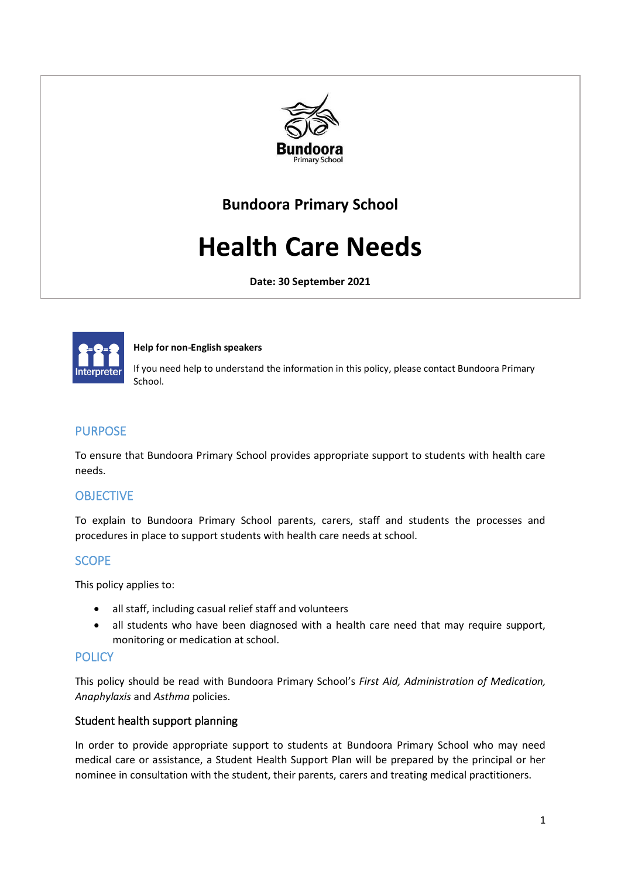Bundoora Primary School

# Health Care Needs

**Date: 30 September 2021**

**Help for non-English speakers**

If you need help to understand the information in this policy, please contact Bundoora Primary School.

## PURPOSE

To ensure that Bundoora Primary School provides appropriate support to students with health care needs.

## OBJECTIVE

To explain to Bundoora Primary School parents, carers, staff and students the processes and procedures in place to support students with health care needs at school.

## SCOPE

This policy applies to:

- all staff, including casual relief staff and volunteers
- all students who have been diagnosed with a health care need that may require support, monitoring or medication at school.

## POLICY

This policy should be read with Bundoora Primary School's *First Aid, Administration of Medication, Anaphylaxis* and *Asthma* policies.

### Student health support planning

In order to provide appropriate support to students at Bundoora Primary School who may need medical care or assistance, a Student Health Support Plan will be prepared by the principal or her nominee in consultation with the student, their parents, carers and treating medical practitioners.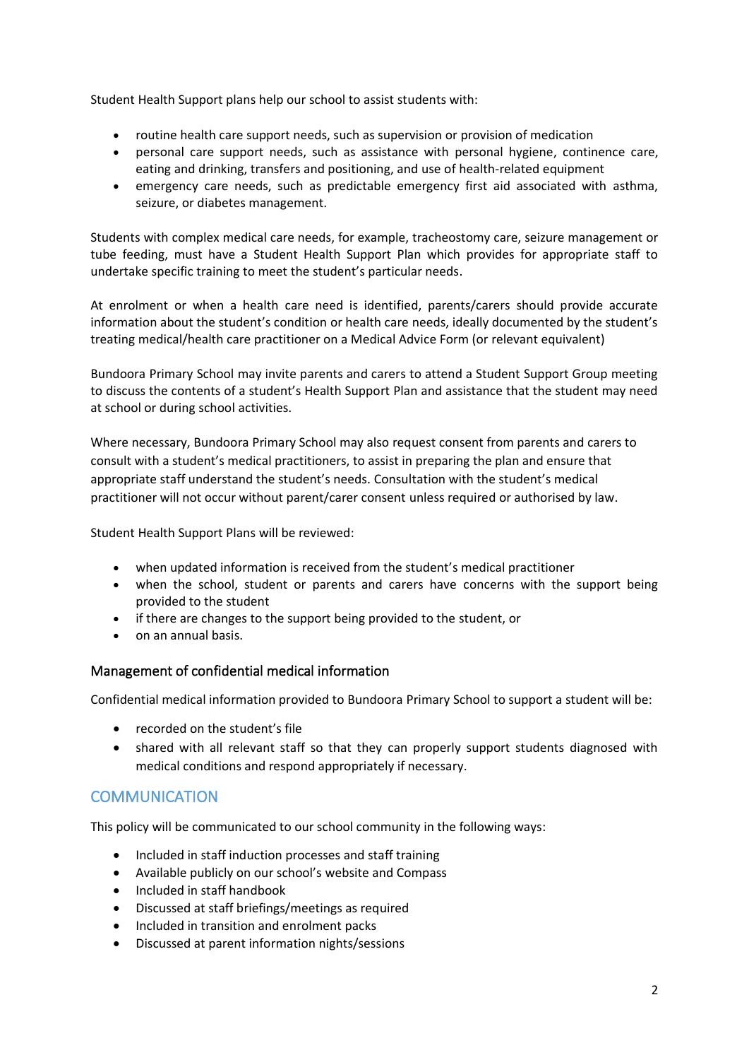Student Health Support plans help our school to assist students with:

- routine health care support needs, such as supervision or provision of medication
- personal care support needs, such as assistance with personal hygiene, continence care, eating and drinking, transfers and positioning, and use of health-related equipment
- emergency care needs, such as predictable emergency first aid associated with asthma, seizure, or diabetes management.

Students with complex medical care needs, for example, tracheostomy care, seizure management or tube feeding, must have a Student Health Support Plan which provides for appropriate staff to undertake specific training to meet the student's particular needs.

At enrolment or when a health care need is identified, parents/carers should provide accurate information about the student's condition or health care needs, ideally documented by the student's treating medical/health care practitioner on a Medical Advice Form (or relevant equivalent)

Bundoora Primary School may invite parents and carers to attend a Student Support Group meeting to discuss the contents of a student's Health Support Plan and assistance that the student may need at school or during school activities.

Where necessary, Bundoora Primary School may also request consent from parents and carers to consult with a student's medical practitioners, to assist in preparing the plan and ensure that appropriate staff understand the student's needs. Consultation with the student's medical practitioner will not occur without parent/carer consent unless required or authorised by law.

Student Health Support Plans will be reviewed:

- when updated information is received from the student's medical practitioner
- when the school, student or parents and carers have concerns with the support being provided to the student
- if there are changes to the support being provided to the student, or
- on an annual basis.

### Management of confidential medical information

Confidential medical information provided to Bundoora Primary School to support a student will be:

- recorded on the student's file
- shared with all relevant staff so that they can properly support students diagnosed with medical conditions and respond appropriately if necessary.

## COMMUNICATION

This policy will be communicated to our school community in the following ways:

- Included in staff induction processes and staff training
- Available publicly on our school's website and Compass
- Included in staff handbook
- Discussed at staff briefings/meetings as required
- Included in transition and enrolment packs
- Discussed at parent information nights/sessions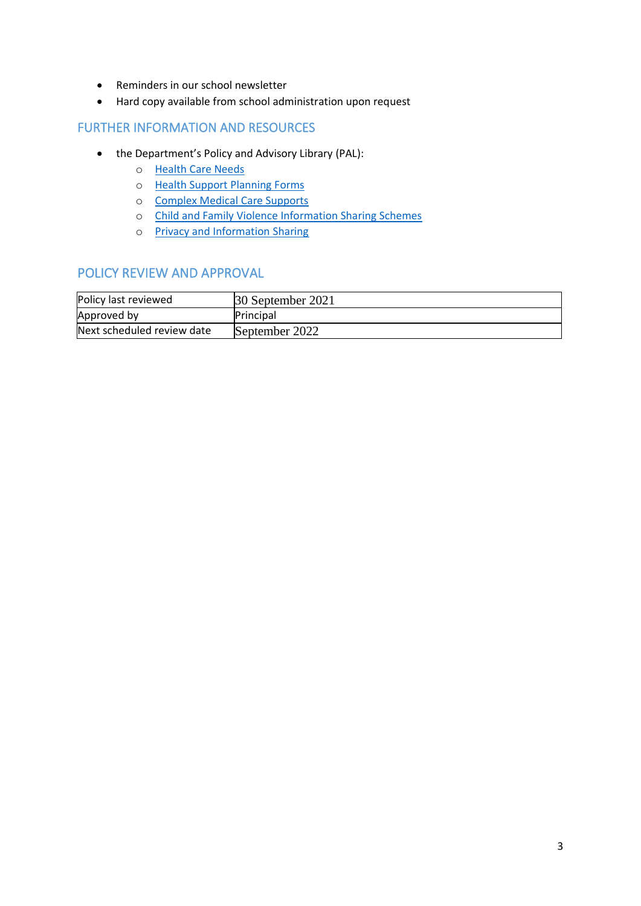- Reminders in our school newsletter
- Hard copy available from school administration upon request

## FURTHER INFORMATION AND RESOURCES

- the Department's Policy and Advisory Library (PAL):
    - Health Care Needs
    - Health Support Planning Forms
    - Complex Medical Care Supports
    - Child and Family Violence Information Sharing Schemes
    - Privacy and Information Sharing

## POLICY REVIEW AND APPROVAL

| | |
|---|---|
| Policy last reviewed | 30 September 2021 |
| Approved by | Principal |
| Next scheduled review date | September 2022 |